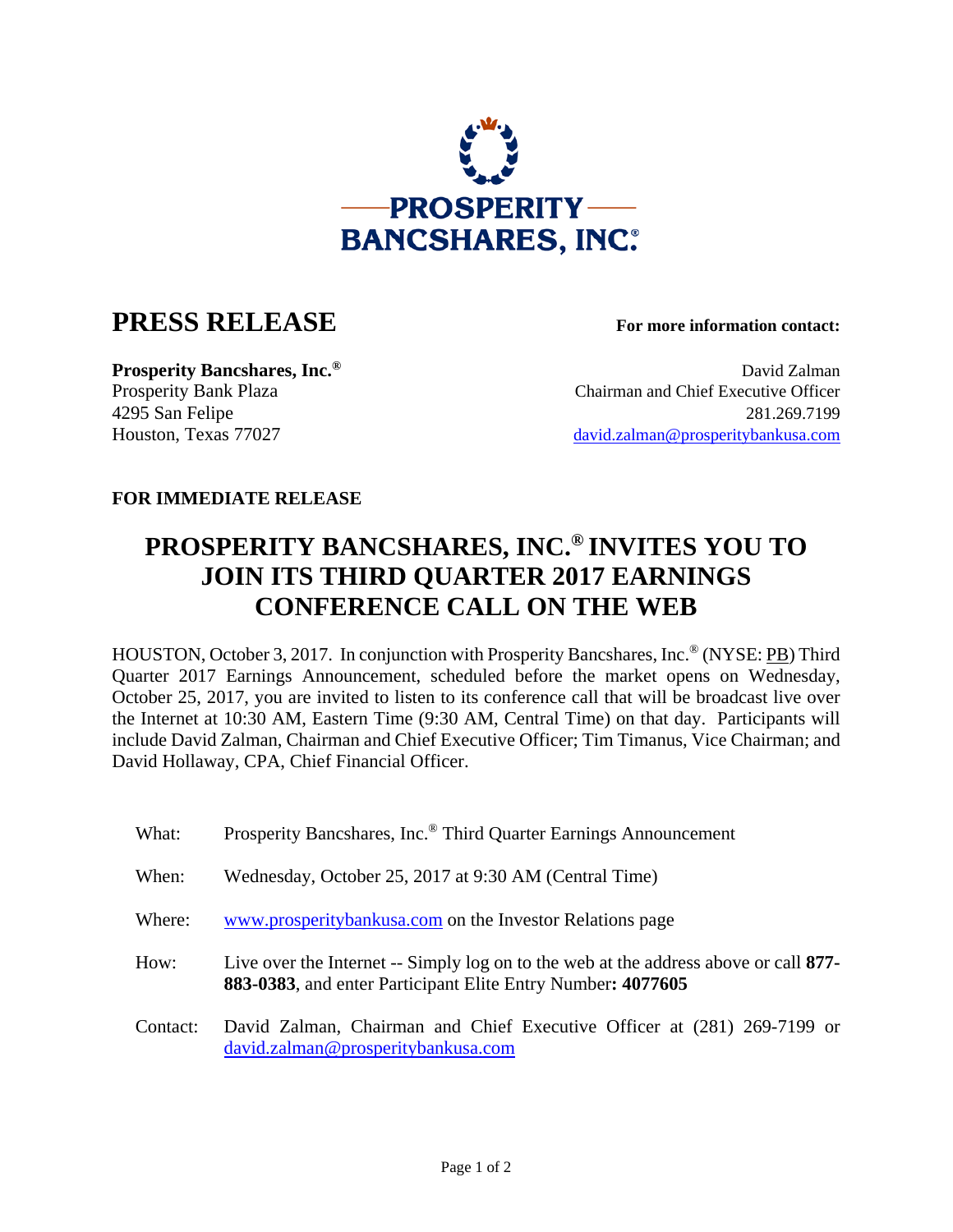**PROSPERITY BANCSHARES, INC.®**

# PRESS RELEASE

**For more information contact:**

**Prosperity Bancshares, Inc.®**
Prosperity Bank Plaza
4295 San Felipe
Houston, Texas 77027

David Zalman
Chairman and Chief Executive Officer
281.269.7199
david.zalman@prosperitybankusa.com

**FOR IMMEDIATE RELEASE**

## PROSPERITY BANCSHARES, INC.® INVITES YOU TO JOIN ITS THIRD QUARTER 2017 EARNINGS CONFERENCE CALL ON THE WEB

HOUSTON, October 3, 2017. In conjunction with Prosperity Bancshares, Inc.® (NYSE: PB) Third Quarter 2017 Earnings Announcement, scheduled before the market opens on Wednesday, October 25, 2017, you are invited to listen to its conference call that will be broadcast live over the Internet at 10:30 AM, Eastern Time (9:30 AM, Central Time) on that day. Participants will include David Zalman, Chairman and Chief Executive Officer; Tim Timanus, Vice Chairman; and David Hollaway, CPA, Chief Financial Officer.

What: Prosperity Bancshares, Inc.® Third Quarter Earnings Announcement

When: Wednesday, October 25, 2017 at 9:30 AM (Central Time)

Where: www.prosperitybankusa.com on the Investor Relations page

How: Live over the Internet -- Simply log on to the web at the address above or call **877-883-0383**, and enter Participant Elite Entry Number**: 4077605**

Contact: David Zalman, Chairman and Chief Executive Officer at (281) 269-7199 or david.zalman@prosperitybankusa.com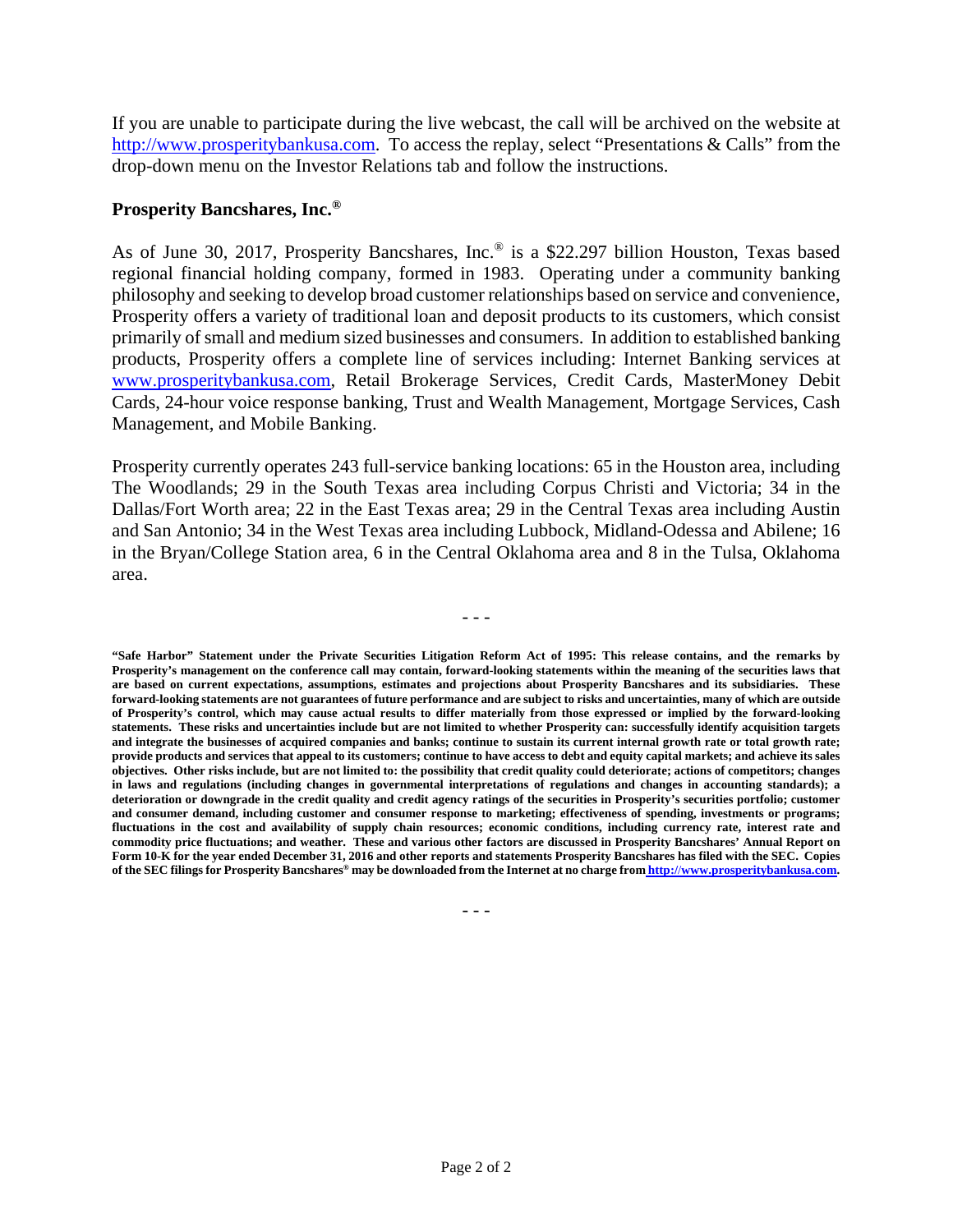If you are unable to participate during the live webcast, the call will be archived on the website at http://www.prosperitybankusa.com. To access the replay, select "Presentations & Calls" from the drop-down menu on the Investor Relations tab and follow the instructions.

## Prosperity Bancshares, Inc.®

As of June 30, 2017, Prosperity Bancshares, Inc.® is a $22.297 billion Houston, Texas based regional financial holding company, formed in 1983. Operating under a community banking philosophy and seeking to develop broad customer relationships based on service and convenience, Prosperity offers a variety of traditional loan and deposit products to its customers, which consist primarily of small and medium sized businesses and consumers. In addition to established banking products, Prosperity offers a complete line of services including: Internet Banking services at www.prosperitybankusa.com, Retail Brokerage Services, Credit Cards, MasterMoney Debit Cards, 24-hour voice response banking, Trust and Wealth Management, Mortgage Services, Cash Management, and Mobile Banking.

Prosperity currently operates 243 full-service banking locations: 65 in the Houston area, including The Woodlands; 29 in the South Texas area including Corpus Christi and Victoria; 34 in the Dallas/Fort Worth area; 22 in the East Texas area; 29 in the Central Texas area including Austin and San Antonio; 34 in the West Texas area including Lubbock, Midland-Odessa and Abilene; 16 in the Bryan/College Station area, 6 in the Central Oklahoma area and 8 in the Tulsa, Oklahoma area.

- - -

**"Safe Harbor" Statement under the Private Securities Litigation Reform Act of 1995: This release contains, and the remarks by Prosperity's management on the conference call may contain, forward-looking statements within the meaning of the securities laws that are based on current expectations, assumptions, estimates and projections about Prosperity Bancshares and its subsidiaries. These forward-looking statements are not guarantees of future performance and are subject to risks and uncertainties, many of which are outside of Prosperity's control, which may cause actual results to differ materially from those expressed or implied by the forward-looking statements. These risks and uncertainties include but are not limited to whether Prosperity can: successfully identify acquisition targets and integrate the businesses of acquired companies and banks; continue to sustain its current internal growth rate or total growth rate; provide products and services that appeal to its customers; continue to have access to debt and equity capital markets; and achieve its sales objectives. Other risks include, but are not limited to: the possibility that credit quality could deteriorate; actions of competitors; changes in laws and regulations (including changes in governmental interpretations of regulations and changes in accounting standards); a deterioration or downgrade in the credit quality and credit agency ratings of the securities in Prosperity's securities portfolio; customer and consumer demand, including customer and consumer response to marketing; effectiveness of spending, investments or programs; fluctuations in the cost and availability of supply chain resources; economic conditions, including currency rate, interest rate and commodity price fluctuations; and weather. These and various other factors are discussed in Prosperity Bancshares' Annual Report on Form 10-K for the year ended December 31, 2016 and other reports and statements Prosperity Bancshares has filed with the SEC. Copies of the SEC filings for Prosperity Bancshares® may be downloaded from the Internet at no charge from http://www.prosperitybankusa.com.**

- - -